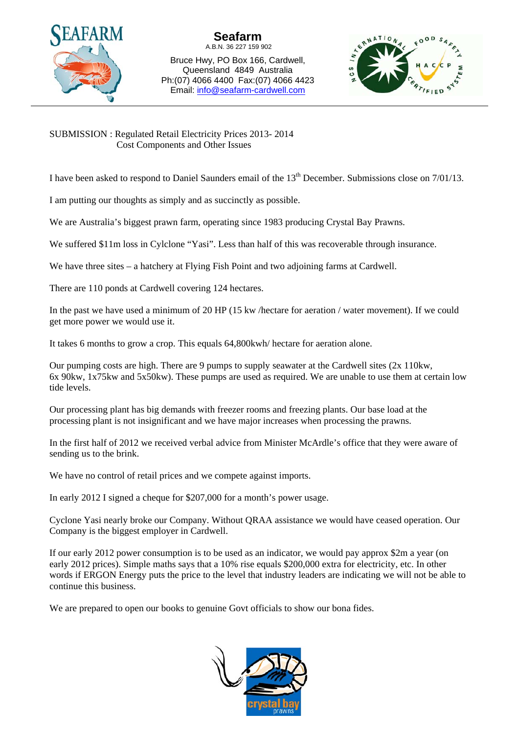**Seafarm**
A.B.N. 36 227 159 902

Bruce Hwy, PO Box 166, Cardwell,
Queensland 4849 Australia
Ph:(07) 4066 4400 Fax:(07) 4066 4423
Email: info@seafarm-cardwell.com

SUBMISSION : Regulated Retail Electricity Prices 2013- 2014
Cost Components and Other Issues

I have been asked to respond to Daniel Saunders email of the 13th December. Submissions close on 7/01/13.

I am putting our thoughts as simply and as succinctly as possible.

We are Australia's biggest prawn farm, operating since 1983 producing Crystal Bay Prawns.

We suffered $11m loss in Cylclone "Yasi". Less than half of this was recoverable through insurance.

We have three sites – a hatchery at Flying Fish Point and two adjoining farms at Cardwell.

There are 110 ponds at Cardwell covering 124 hectares.

In the past we have used a minimum of 20 HP (15 kw /hectare for aeration / water movement). If we could get more power we would use it.

It takes 6 months to grow a crop. This equals 64,800kwh/ hectare for aeration alone.

Our pumping costs are high. There are 9 pumps to supply seawater at the Cardwell sites (2x 110kw, 6x 90kw, 1x75kw and 5x50kw). These pumps are used as required. We are unable to use them at certain low tide levels.

Our processing plant has big demands with freezer rooms and freezing plants. Our base load at the processing plant is not insignificant and we have major increases when processing the prawns.

In the first half of 2012 we received verbal advice from Minister McArdle's office that they were aware of sending us to the brink.

We have no control of retail prices and we compete against imports.

In early 2012 I signed a cheque for $207,000 for a month's power usage.

Cyclone Yasi nearly broke our Company. Without QRAA assistance we would have ceased operation. Our Company is the biggest employer in Cardwell.

If our early 2012 power consumption is to be used as an indicator, we would pay approx $2m a year (on early 2012 prices). Simple maths says that a 10% rise equals $200,000 extra for electricity, etc. In other words if ERGON Energy puts the price to the level that industry leaders are indicating we will not be able to continue this business.

We are prepared to open our books to genuine Govt officials to show our bona fides.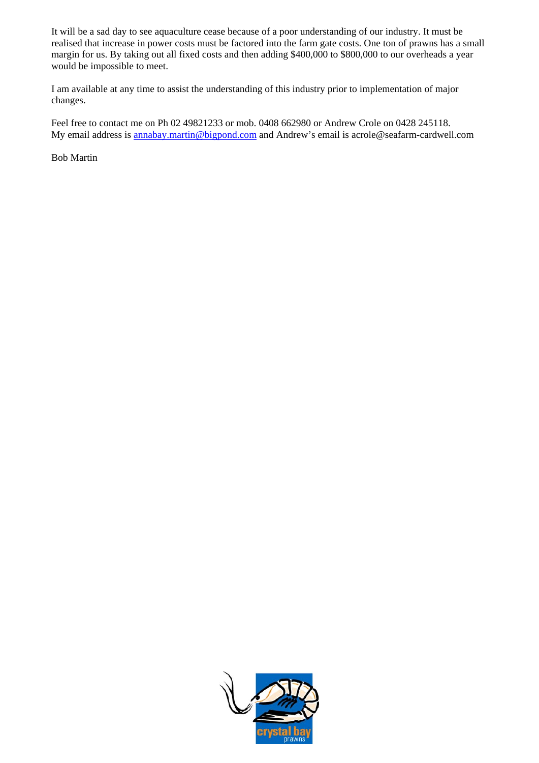It will be a sad day to see aquaculture cease because of a poor understanding of our industry. It must be realised that increase in power costs must be factored into the farm gate costs. One ton of prawns has a small margin for us. By taking out all fixed costs and then adding $400,000 to $800,000 to our overheads a year would be impossible to meet.

I am available at any time to assist the understanding of this industry prior to implementation of major changes.

Feel free to contact me on Ph 02 49821233 or mob. 0408 662980 or Andrew Crole on 0428 245118.
My email address is annabay.martin@bigpond.com and Andrew's email is acrole@seafarm-cardwell.com

Bob Martin